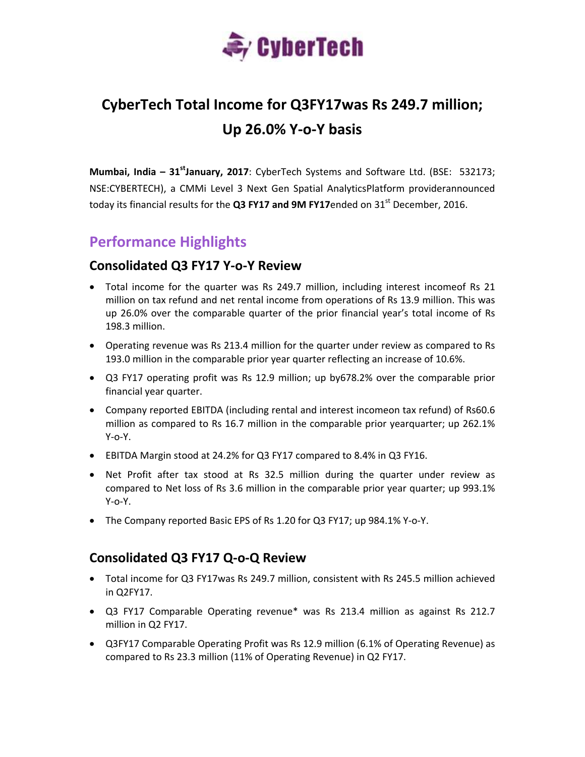CyberTech

# CyberTech Total Income for Q3FY17was Rs 249.7 million; Up 26.0% Y-o-Y basis

**Mumbai, India – 31st January, 2017**: CyberTech Systems and Software Ltd. (BSE: 532173; NSE:CYBERTECH), a CMMi Level 3 Next Gen Spatial AnalyticsPlatform providerannounced today its financial results for the **Q3 FY17 and 9M FY17**ended on 31st December, 2016.

## Performance Highlights

### Consolidated Q3 FY17 Y-o-Y Review

- Total income for the quarter was Rs 249.7 million, including interest incomeof Rs 21 million on tax refund and net rental income from operations of Rs 13.9 million. This was up 26.0% over the comparable quarter of the prior financial year's total income of Rs 198.3 million.
- Operating revenue was Rs 213.4 million for the quarter under review as compared to Rs 193.0 million in the comparable prior year quarter reflecting an increase of 10.6%.
- Q3 FY17 operating profit was Rs 12.9 million; up by678.2% over the comparable prior financial year quarter.
- Company reported EBITDA (including rental and interest incomeon tax refund) of Rs60.6 million as compared to Rs 16.7 million in the comparable prior yearquarter; up 262.1% Y-o-Y.
- EBITDA Margin stood at 24.2% for Q3 FY17 compared to 8.4% in Q3 FY16.
- Net Profit after tax stood at Rs 32.5 million during the quarter under review as compared to Net loss of Rs 3.6 million in the comparable prior year quarter; up 993.1% Y-o-Y.
- The Company reported Basic EPS of Rs 1.20 for Q3 FY17; up 984.1% Y-o-Y.

### Consolidated Q3 FY17 Q-o-Q Review

- Total income for Q3 FY17was Rs 249.7 million, consistent with Rs 245.5 million achieved in Q2FY17.
- Q3 FY17 Comparable Operating revenue* was Rs 213.4 million as against Rs 212.7 million in Q2 FY17.
- Q3FY17 Comparable Operating Profit was Rs 12.9 million (6.1% of Operating Revenue) as compared to Rs 23.3 million (11% of Operating Revenue) in Q2 FY17.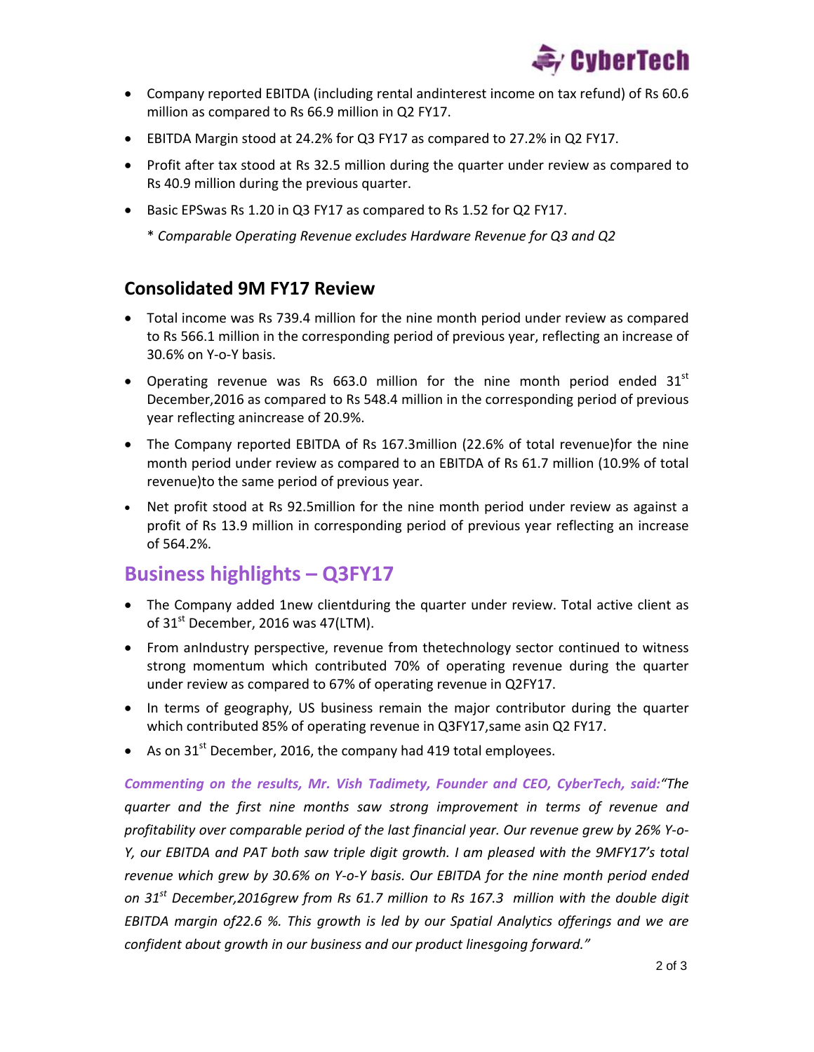- Company reported EBITDA (including rental andinterest income on tax refund) of Rs 60.6 million as compared to Rs 66.9 million in Q2 FY17.
- EBITDA Margin stood at 24.2% for Q3 FY17 as compared to 27.2% in Q2 FY17.
- Profit after tax stood at Rs 32.5 million during the quarter under review as compared to Rs 40.9 million during the previous quarter.
- Basic EPSwas Rs 1.20 in Q3 FY17 as compared to Rs 1.52 for Q2 FY17.

  * *Comparable Operating Revenue excludes Hardware Revenue for Q3 and Q2*

## Consolidated 9M FY17 Review

- Total income was Rs 739.4 million for the nine month period under review as compared to Rs 566.1 million in the corresponding period of previous year, reflecting an increase of 30.6% on Y-o-Y basis.
- Operating revenue was Rs 663.0 million for the nine month period ended 31st December,2016 as compared to Rs 548.4 million in the corresponding period of previous year reflecting anincrease of 20.9%.
- The Company reported EBITDA of Rs 167.3million (22.6% of total revenue)for the nine month period under review as compared to an EBITDA of Rs 61.7 million (10.9% of total revenue)to the same period of previous year.
- Net profit stood at Rs 92.5million for the nine month period under review as against a profit of Rs 13.9 million in corresponding period of previous year reflecting an increase of 564.2%.

## Business highlights – Q3FY17

- The Company added 1new clientduring the quarter under review. Total active client as of 31st December, 2016 was 47(LTM).
- From anIndustry perspective, revenue from thetechnology sector continued to witness strong momentum which contributed 70% of operating revenue during the quarter under review as compared to 67% of operating revenue in Q2FY17.
- In terms of geography, US business remain the major contributor during the quarter which contributed 85% of operating revenue in Q3FY17,same asin Q2 FY17.
- As on 31st December, 2016, the company had 419 total employees.

***Commenting on the results, Mr. Vish Tadimety, Founder and CEO, CyberTech, said:****"The quarter and the first nine months saw strong improvement in terms of revenue and profitability over comparable period of the last financial year. Our revenue grew by 26% Y-o-Y, our EBITDA and PAT both saw triple digit growth. I am pleased with the 9MFY17's total revenue which grew by 30.6% on Y-o-Y basis. Our EBITDA for the nine month period ended on 31st December,2016grew from Rs 61.7 million to Rs 167.3 million with the double digit EBITDA margin of22.6 %. This growth is led by our Spatial Analytics offerings and we are confident about growth in our business and our product linesgoing forward."*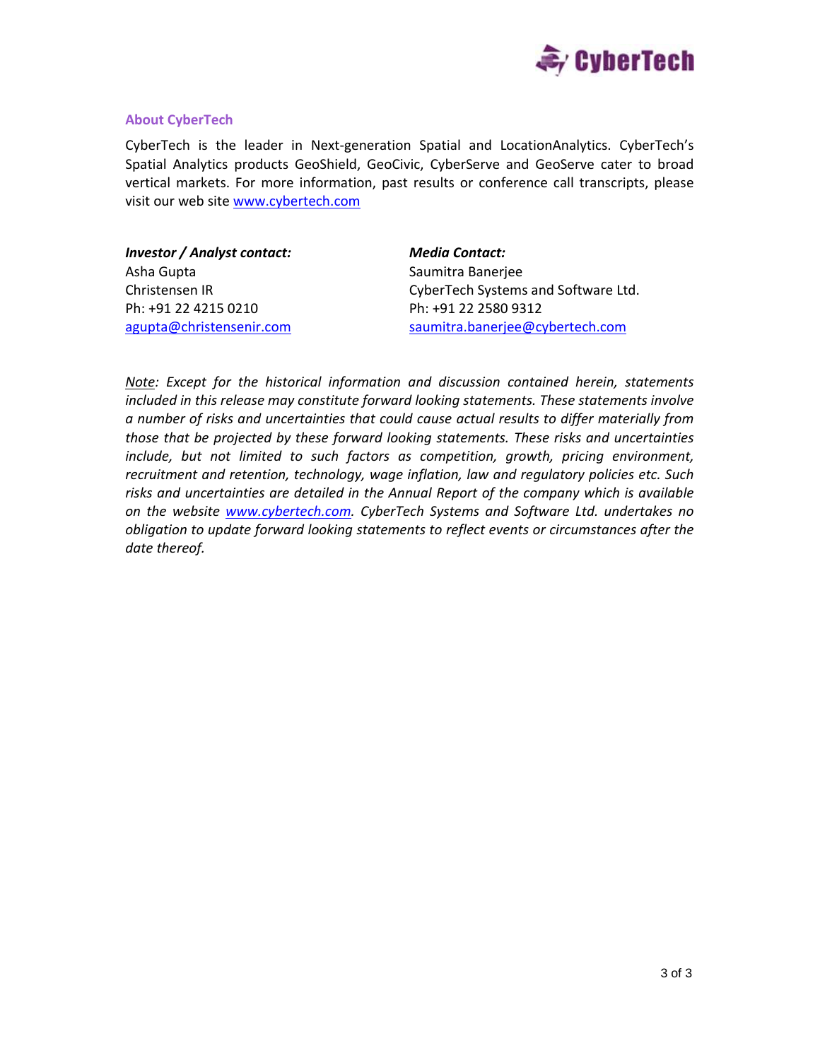## About CyberTech

CyberTech is the leader in Next-generation Spatial and LocationAnalytics. CyberTech's Spatial Analytics products GeoShield, GeoCivic, CyberServe and GeoServe cater to broad vertical markets. For more information, past results or conference call transcripts, please visit our web site www.cybertech.com

***Investor / Analyst contact:***
Asha Gupta
Christensen IR
Ph: +91 22 4215 0210
agupta@christensenir.com

***Media Contact:***
Saumitra Banerjee
CyberTech Systems and Software Ltd.
Ph: +91 22 2580 9312
saumitra.banerjee@cybertech.com

*Note: Except for the historical information and discussion contained herein, statements included in this release may constitute forward looking statements. These statements involve a number of risks and uncertainties that could cause actual results to differ materially from those that be projected by these forward looking statements. These risks and uncertainties include, but not limited to such factors as competition, growth, pricing environment, recruitment and retention, technology, wage inflation, law and regulatory policies etc. Such risks and uncertainties are detailed in the Annual Report of the company which is available on the website www.cybertech.com. CyberTech Systems and Software Ltd. undertakes no obligation to update forward looking statements to reflect events or circumstances after the date thereof.*